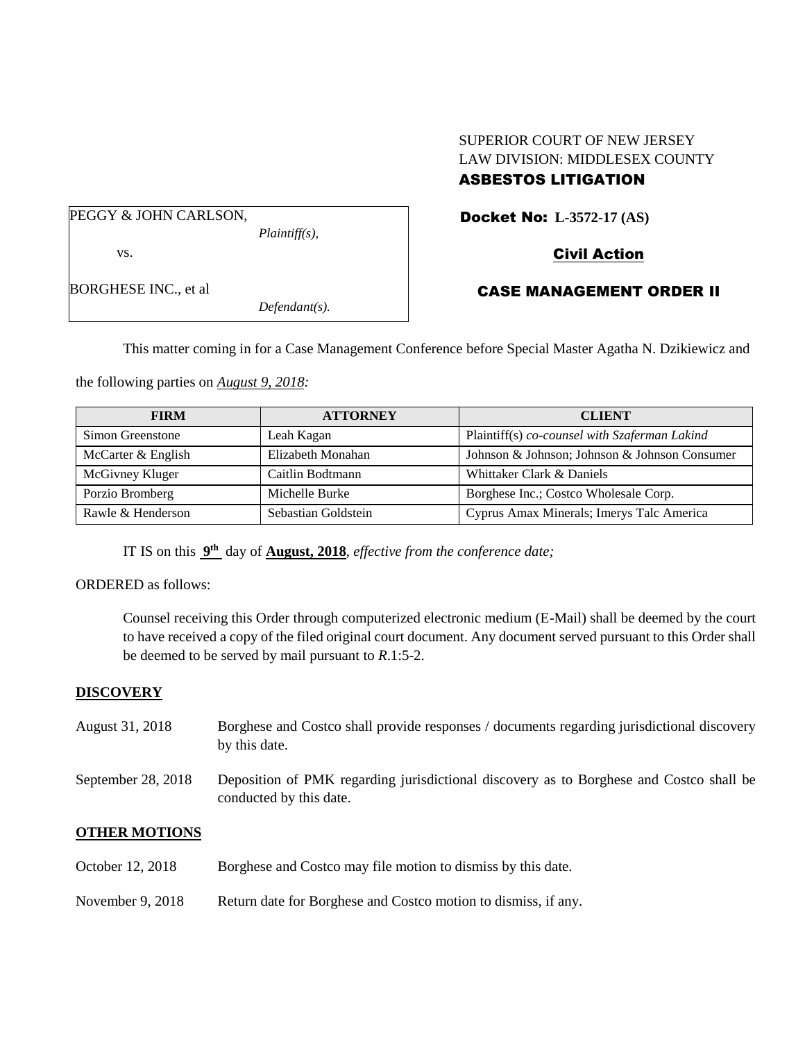SUPERIOR COURT OF NEW JERSEY
LAW DIVISION: MIDDLESEX COUNTY
**ASBESTOS LITIGATION**

PEGGY & JOHN CARLSON,
*Plaintiff(s),*

vs.

BORGHESE INC., et al
*Defendant(s).*

**Docket No: L-3572-17 (AS)**

**Civil Action**

**CASE MANAGEMENT ORDER II**

This matter coming in for a Case Management Conference before Special Master Agatha N. Dzikiewicz and the following parties on *August 9, 2018:*

| FIRM | ATTORNEY | CLIENT |
|---|---|---|
| Simon Greenstone | Leah Kagan | Plaintiff(s) *co-counsel with Szaferman Lakind* |
| McCarter & English | Elizabeth Monahan | Johnson & Johnson; Johnson & Johnson Consumer |
| McGivney Kluger | Caitlin Bodtmann | Whittaker Clark & Daniels |
| Porzio Bromberg | Michelle Burke | Borghese Inc.; Costco Wholesale Corp. |
| Rawle & Henderson | Sebastian Goldstein | Cyprus Amax Minerals; Imerys Talc America |

IT IS on this **9th** day of **August, 2018**, *effective from the conference date;*

ORDERED as follows:

Counsel receiving this Order through computerized electronic medium (E-Mail) shall be deemed by the court to have received a copy of the filed original court document. Any document served pursuant to this Order shall be deemed to be served by mail pursuant to *R*.1:5-2.

**DISCOVERY**

August 31, 2018 — Borghese and Costco shall provide responses / documents regarding jurisdictional discovery by this date.

September 28, 2018 — Deposition of PMK regarding jurisdictional discovery as to Borghese and Costco shall be conducted by this date.

**OTHER MOTIONS**

October 12, 2018 — Borghese and Costco may file motion to dismiss by this date.

November 9, 2018 — Return date for Borghese and Costco motion to dismiss, if any.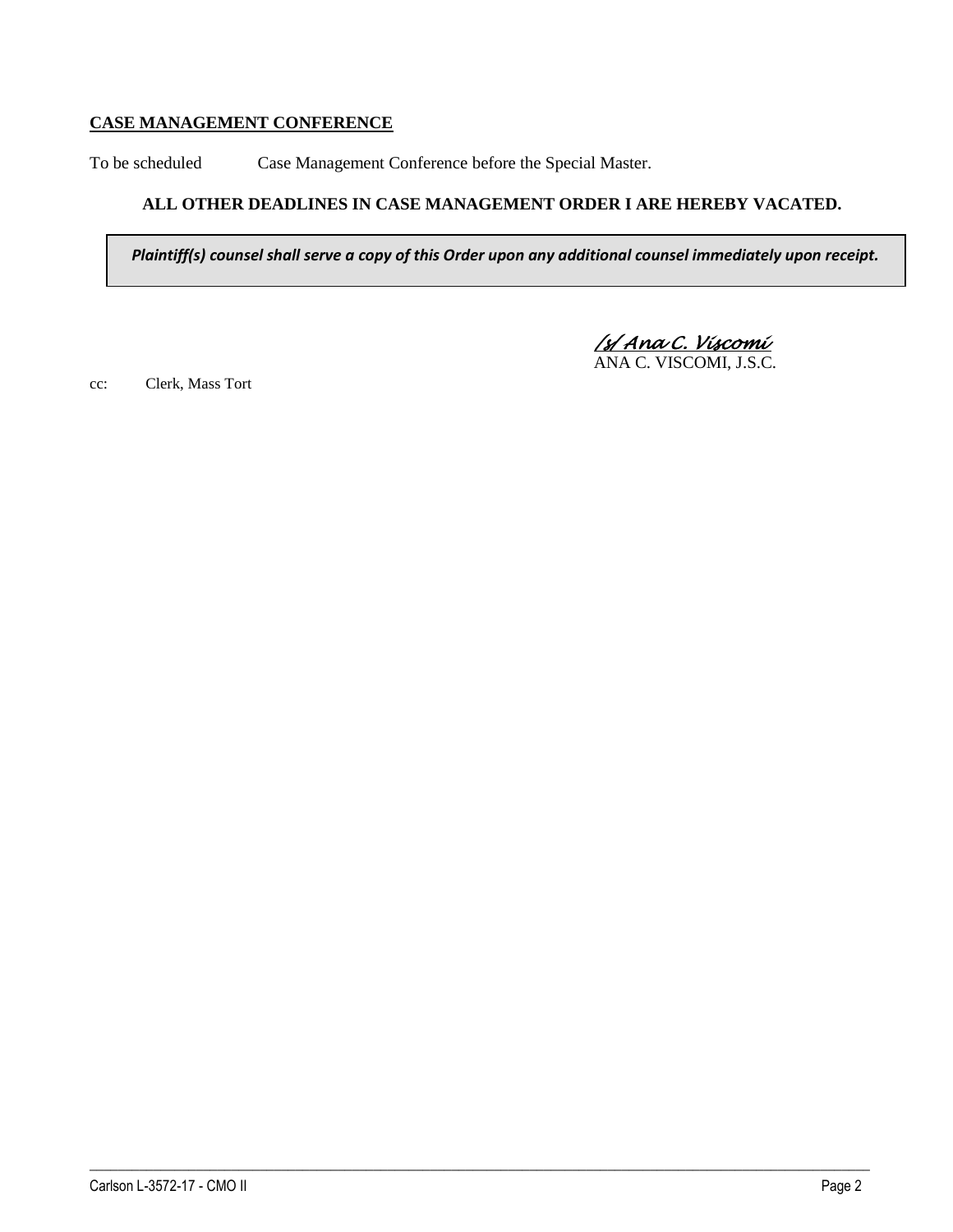**CASE MANAGEMENT CONFERENCE**

To be scheduled Case Management Conference before the Special Master.

**ALL OTHER DEADLINES IN CASE MANAGEMENT ORDER I ARE HEREBY VACATED.**

***Plaintiff(s) counsel shall serve a copy of this Order upon any additional counsel immediately upon receipt.***

/s/ Ana C. Viscomi
ANA C. VISCOMI, J.S.C.

cc: Clerk, Mass Tort